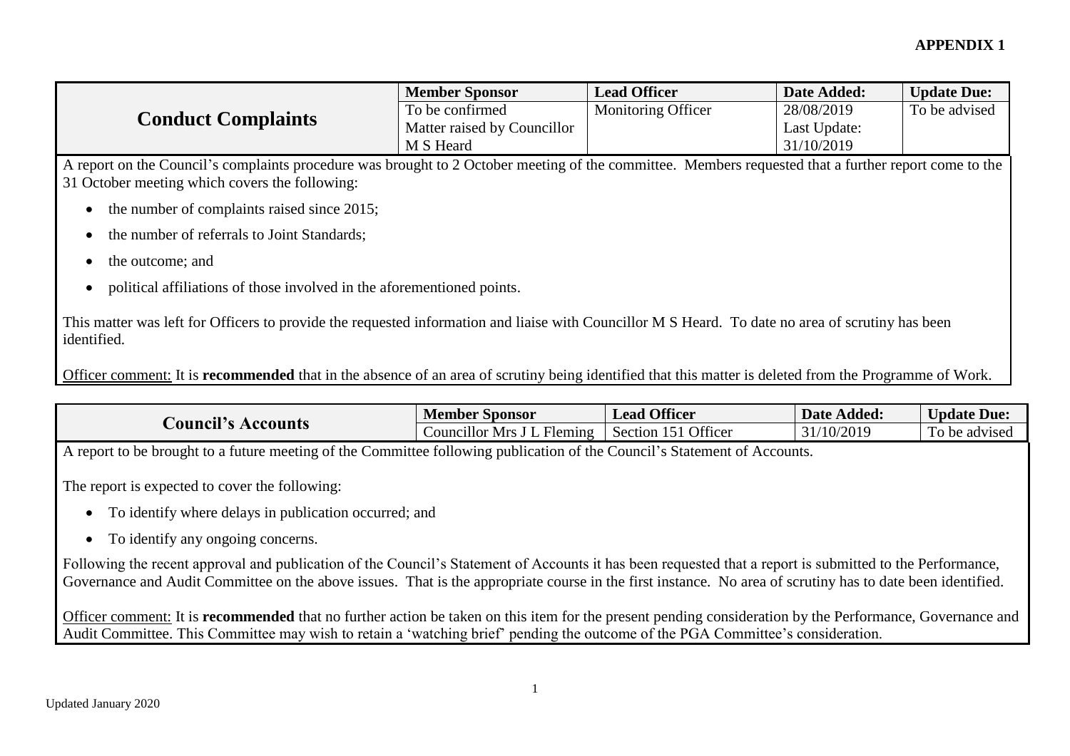**APPENDIX 1**

| Conduct Complaints | Member Sponsor | Lead Officer | Date Added: | Update Due: |
|---|---|---|---|---|
| | To be confirmed<br>Matter raised by Councillor M S Heard | Monitoring Officer | 28/08/2019<br>Last Update:<br>31/10/2019 | To be advised |

A report on the Council's complaints procedure was brought to 2 October meeting of the committee. Members requested that a further report come to the 31 October meeting which covers the following:

- the number of complaints raised since 2015;
- the number of referrals to Joint Standards;
- the outcome; and
- political affiliations of those involved in the aforementioned points.

This matter was left for Officers to provide the requested information and liaise with Councillor M S Heard. To date no area of scrutiny has been identified.

Officer comment: It is **recommended** that in the absence of an area of scrutiny being identified that this matter is deleted from the Programme of Work.

| Council's Accounts | Member Sponsor | Lead Officer | Date Added: | Update Due: |
|---|---|---|---|---|
| | Councillor Mrs J L Fleming | Section 151 Officer | 31/10/2019 | To be advised |

A report to be brought to a future meeting of the Committee following publication of the Council's Statement of Accounts.

The report is expected to cover the following:

- To identify where delays in publication occurred; and
- To identify any ongoing concerns.

Following the recent approval and publication of the Council's Statement of Accounts it has been requested that a report is submitted to the Performance, Governance and Audit Committee on the above issues. That is the appropriate course in the first instance. No area of scrutiny has to date been identified.

Officer comment: It is **recommended** that no further action be taken on this item for the present pending consideration by the Performance, Governance and Audit Committee. This Committee may wish to retain a 'watching brief' pending the outcome of the PGA Committee's consideration.

Updated January 2020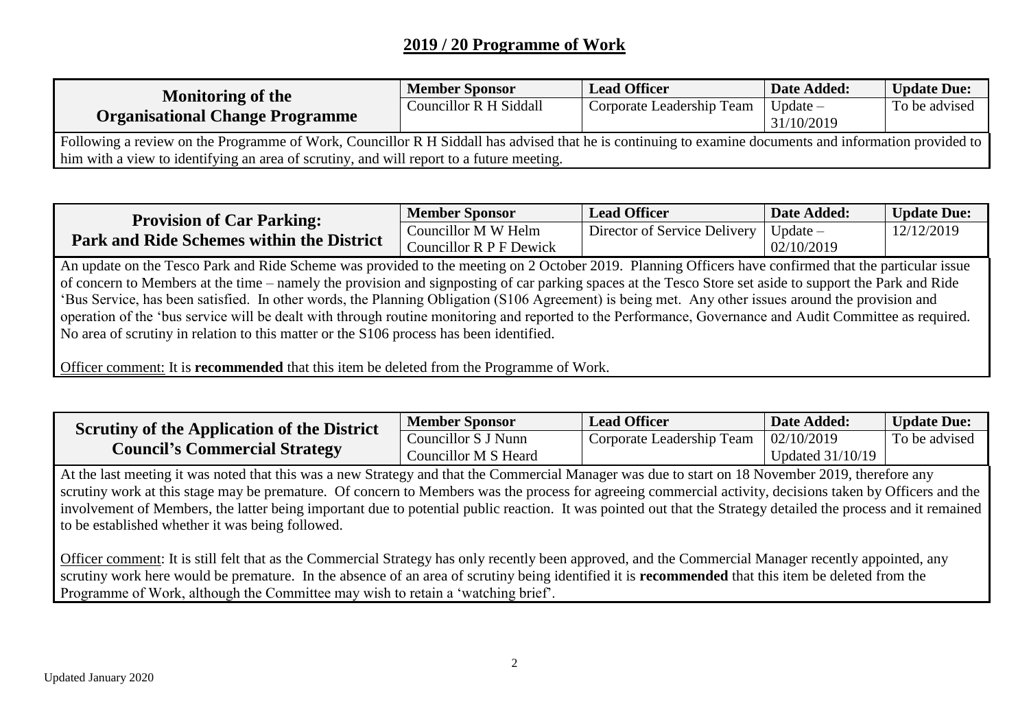## 2019 / 20 Programme of Work

| Monitoring of the Organisational Change Programme | Member Sponsor | Lead Officer | Date Added: | Update Due: |
|---|---|---|---|---|
| | Councillor R H Siddall | Corporate Leadership Team | Update – 31/10/2019 | To be advised |

Following a review on the Programme of Work, Councillor R H Siddall has advised that he is continuing to examine documents and information provided to him with a view to identifying an area of scrutiny, and will report to a future meeting.

| Provision of Car Parking: Park and Ride Schemes within the District | Member Sponsor | Lead Officer | Date Added: | Update Due: |
|---|---|---|---|---|
| | Councillor M W Helm<br>Councillor R P F Dewick | Director of Service Delivery | Update – 02/10/2019 | 12/12/2019 |

An update on the Tesco Park and Ride Scheme was provided to the meeting on 2 October 2019. Planning Officers have confirmed that the particular issue of concern to Members at the time – namely the provision and signposting of car parking spaces at the Tesco Store set aside to support the Park and Ride 'Bus Service, has been satisfied. In other words, the Planning Obligation (S106 Agreement) is being met. Any other issues around the provision and operation of the 'bus service will be dealt with through routine monitoring and reported to the Performance, Governance and Audit Committee as required. No area of scrutiny in relation to this matter or the S106 process has been identified.

Officer comment: It is **recommended** that this item be deleted from the Programme of Work.

| Scrutiny of the Application of the District Council's Commercial Strategy | Member Sponsor | Lead Officer | Date Added: | Update Due: |
|---|---|---|---|---|
| | Councillor S J Nunn<br>Councillor M S Heard | Corporate Leadership Team | 02/10/2019<br>Updated 31/10/19 | To be advised |

At the last meeting it was noted that this was a new Strategy and that the Commercial Manager was due to start on 18 November 2019, therefore any scrutiny work at this stage may be premature. Of concern to Members was the process for agreeing commercial activity, decisions taken by Officers and the involvement of Members, the latter being important due to potential public reaction. It was pointed out that the Strategy detailed the process and it remained to be established whether it was being followed.

Officer comment: It is still felt that as the Commercial Strategy has only recently been approved, and the Commercial Manager recently appointed, any scrutiny work here would be premature. In the absence of an area of scrutiny being identified it is **recommended** that this item be deleted from the Programme of Work, although the Committee may wish to retain a 'watching brief'.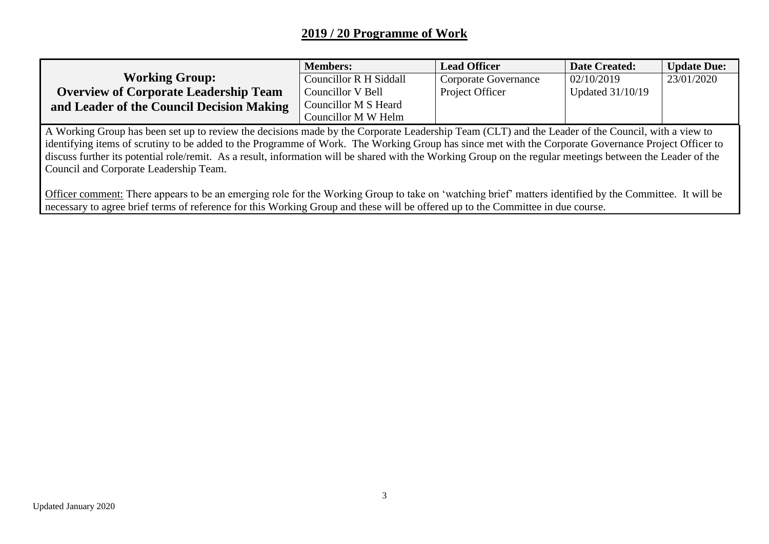## 2019 / 20 Programme of Work

| Working Group: Overview of Corporate Leadership Team and Leader of the Council Decision Making | Members: | Lead Officer | Date Created: | Update Due: |
|---|---|---|---|---|
| | Councillor R H Siddall<br>Councillor V Bell<br>Councillor M S Heard<br>Councillor M W Helm | Corporate Governance Project Officer | 02/10/2019<br>Updated 31/10/19 | 23/01/2020 |

A Working Group has been set up to review the decisions made by the Corporate Leadership Team (CLT) and the Leader of the Council, with a view to identifying items of scrutiny to be added to the Programme of Work. The Working Group has since met with the Corporate Governance Project Officer to discuss further its potential role/remit. As a result, information will be shared with the Working Group on the regular meetings between the Leader of the Council and Corporate Leadership Team.

Officer comment: There appears to be an emerging role for the Working Group to take on 'watching brief' matters identified by the Committee. It will be necessary to agree brief terms of reference for this Working Group and these will be offered up to the Committee in due course.

Updated January 2020